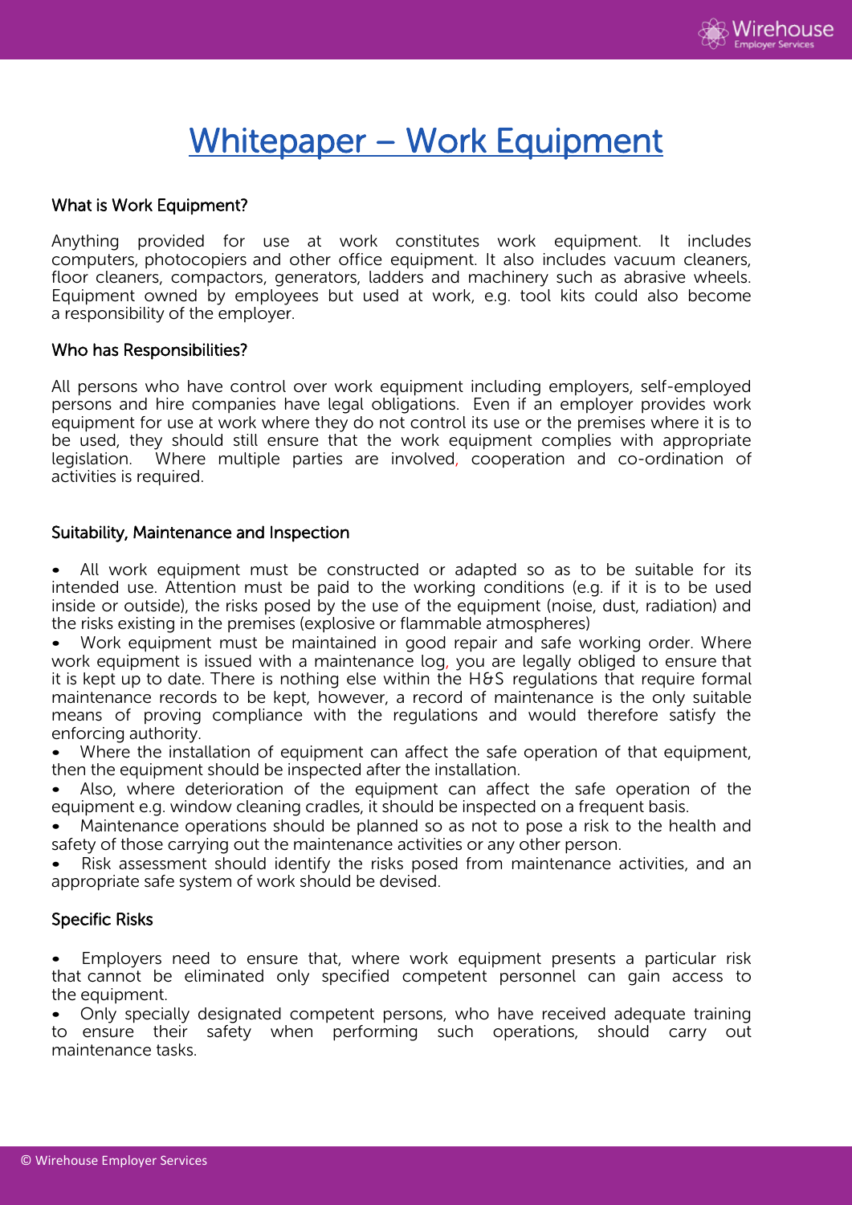# Whitepaper – Work Equipment

## What is Work Equipment?

Anything provided for use at work constitutes work equipment. It includes computers, photocopiers and other office equipment. It also includes vacuum cleaners, floor cleaners, compactors, generators, ladders and machinery such as abrasive wheels. Equipment owned by employees but used at work, e.g. tool kits could also become a responsibility of the employer.

## Who has Responsibilities?

All persons who have control over work equipment including employers, self-employed persons and hire companies have legal obligations. Even if an employer provides work equipment for use at work where they do not control its use or the premises where it is to be used, they should still ensure that the work equipment complies with appropriate legislation. Where multiple parties are involved, cooperation and co-ordination of activities is required.

## Suitability, Maintenance and Inspection

- All work equipment must be constructed or adapted so as to be suitable for its intended use. Attention must be paid to the working conditions (e.g. if it is to be used inside or outside), the risks posed by the use of the equipment (noise, dust, radiation) and the risks existing in the premises (explosive or flammable atmospheres)
- Work equipment must be maintained in good repair and safe working order. Where work equipment is issued with a maintenance log, you are legally obliged to ensure that it is kept up to date. There is nothing else within the H&S regulations that require formal maintenance records to be kept, however, a record of maintenance is the only suitable means of proving compliance with the regulations and would therefore satisfy the enforcing authority.
- Where the installation of equipment can affect the safe operation of that equipment, then the equipment should be inspected after the installation.
- Also, where deterioration of the equipment can affect the safe operation of the equipment e.g. window cleaning cradles, it should be inspected on a frequent basis.
- Maintenance operations should be planned so as not to pose a risk to the health and safety of those carrying out the maintenance activities or any other person.
- Risk assessment should identify the risks posed from maintenance activities, and an appropriate safe system of work should be devised.

## Specific Risks

- Employers need to ensure that, where work equipment presents a particular risk that cannot be eliminated only specified competent personnel can gain access to the equipment.
- Only specially designated competent persons, who have received adequate training to ensure their safety when performing such operations, should carry out maintenance tasks.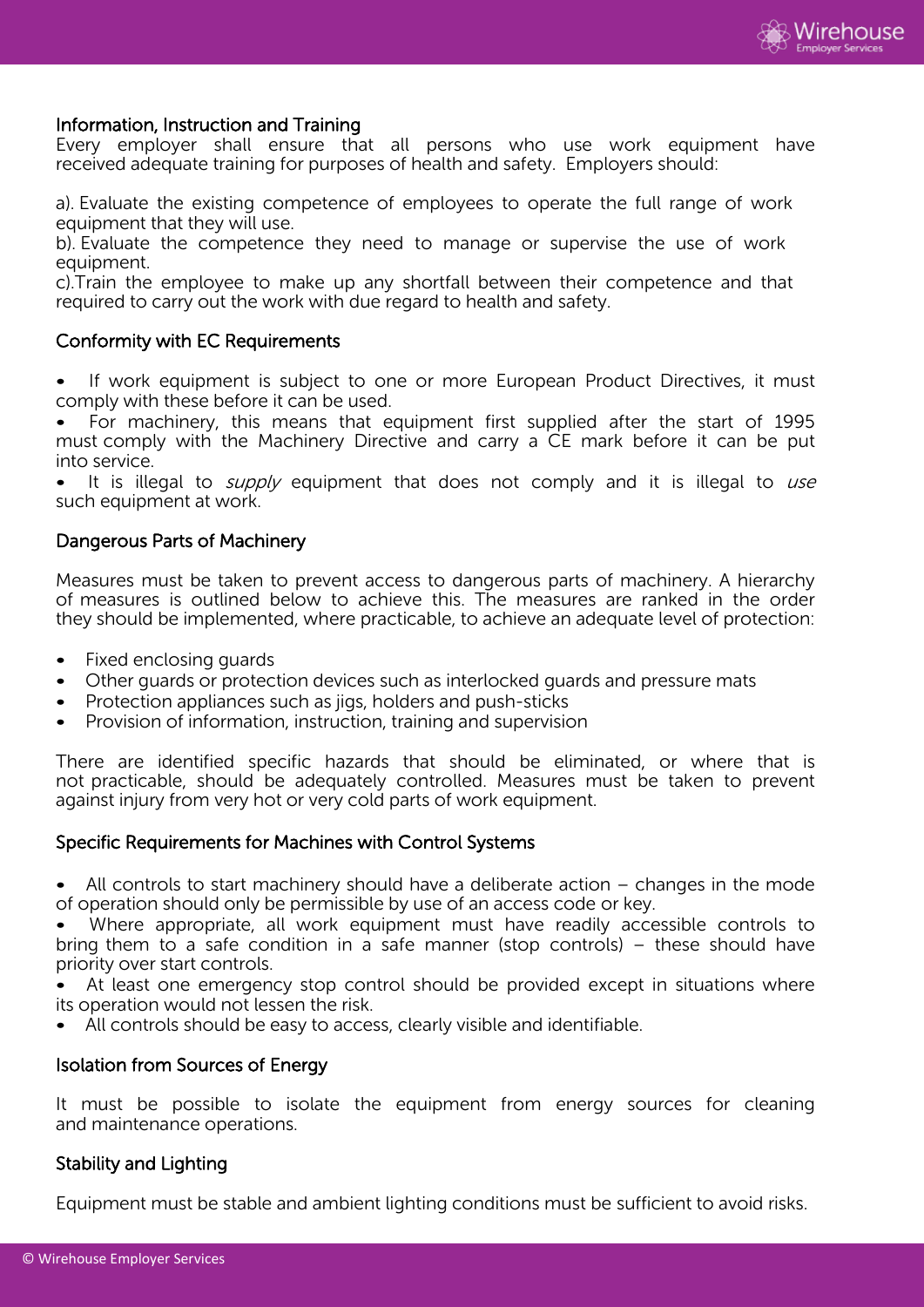## Information, Instruction and Training

Every employer shall ensure that all persons who use work equipment have received adequate training for purposes of health and safety. Employers should:

a). Evaluate the existing competence of employees to operate the full range of work equipment that they will use.
b). Evaluate the competence they need to manage or supervise the use of work equipment.
c).Train the employee to make up any shortfall between their competence and that required to carry out the work with due regard to health and safety.

## Conformity with EC Requirements

- If work equipment is subject to one or more European Product Directives, it must comply with these before it can be used.
- For machinery, this means that equipment first supplied after the start of 1995 must comply with the Machinery Directive and carry a CE mark before it can be put into service.
- It is illegal to *supply* equipment that does not comply and it is illegal to *use* such equipment at work.

## Dangerous Parts of Machinery

Measures must be taken to prevent access to dangerous parts of machinery. A hierarchy of measures is outlined below to achieve this. The measures are ranked in the order they should be implemented, where practicable, to achieve an adequate level of protection:

- Fixed enclosing guards
- Other guards or protection devices such as interlocked guards and pressure mats
- Protection appliances such as jigs, holders and push-sticks
- Provision of information, instruction, training and supervision

There are identified specific hazards that should be eliminated, or where that is not practicable, should be adequately controlled. Measures must be taken to prevent against injury from very hot or very cold parts of work equipment.

## Specific Requirements for Machines with Control Systems

- All controls to start machinery should have a deliberate action – changes in the mode of operation should only be permissible by use of an access code or key.
- Where appropriate, all work equipment must have readily accessible controls to bring them to a safe condition in a safe manner (stop controls) – these should have priority over start controls.
- At least one emergency stop control should be provided except in situations where its operation would not lessen the risk.
- All controls should be easy to access, clearly visible and identifiable.

## Isolation from Sources of Energy

It must be possible to isolate the equipment from energy sources for cleaning and maintenance operations.

## Stability and Lighting

Equipment must be stable and ambient lighting conditions must be sufficient to avoid risks.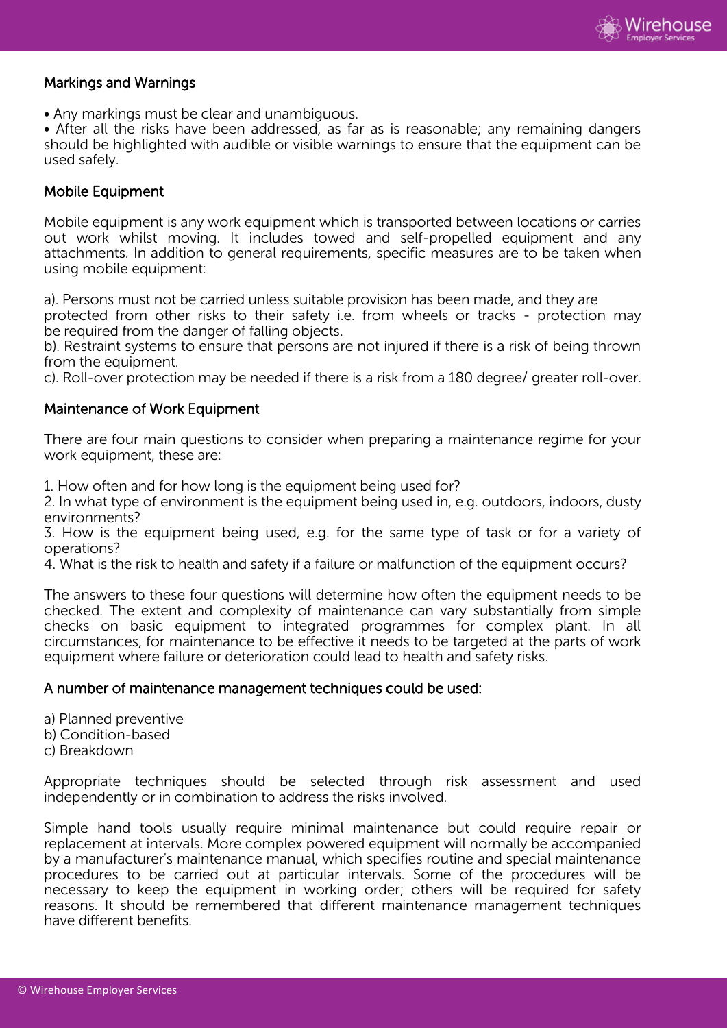## Markings and Warnings

- Any markings must be clear and unambiguous.
- After all the risks have been addressed, as far as is reasonable; any remaining dangers should be highlighted with audible or visible warnings to ensure that the equipment can be used safely.

## Mobile Equipment

Mobile equipment is any work equipment which is transported between locations or carries out work whilst moving. It includes towed and self-propelled equipment and any attachments. In addition to general requirements, specific measures are to be taken when using mobile equipment:

a). Persons must not be carried unless suitable provision has been made, and they are protected from other risks to their safety i.e. from wheels or tracks - protection may be required from the danger of falling objects.
b). Restraint systems to ensure that persons are not injured if there is a risk of being thrown from the equipment.
c). Roll-over protection may be needed if there is a risk from a 180 degree/ greater roll-over.

## Maintenance of Work Equipment

There are four main questions to consider when preparing a maintenance regime for your work equipment, these are:

1. How often and for how long is the equipment being used for?
2. In what type of environment is the equipment being used in, e.g. outdoors, indoors, dusty environments?
3. How is the equipment being used, e.g. for the same type of task or for a variety of operations?
4. What is the risk to health and safety if a failure or malfunction of the equipment occurs?

The answers to these four questions will determine how often the equipment needs to be checked. The extent and complexity of maintenance can vary substantially from simple checks on basic equipment to integrated programmes for complex plant. In all circumstances, for maintenance to be effective it needs to be targeted at the parts of work equipment where failure or deterioration could lead to health and safety risks.

## A number of maintenance management techniques could be used:

a) Planned preventive
b) Condition-based
c) Breakdown

Appropriate techniques should be selected through risk assessment and used independently or in combination to address the risks involved.

Simple hand tools usually require minimal maintenance but could require repair or replacement at intervals. More complex powered equipment will normally be accompanied by a manufacturer's maintenance manual, which specifies routine and special maintenance procedures to be carried out at particular intervals. Some of the procedures will be necessary to keep the equipment in working order; others will be required for safety reasons. It should be remembered that different maintenance management techniques have different benefits.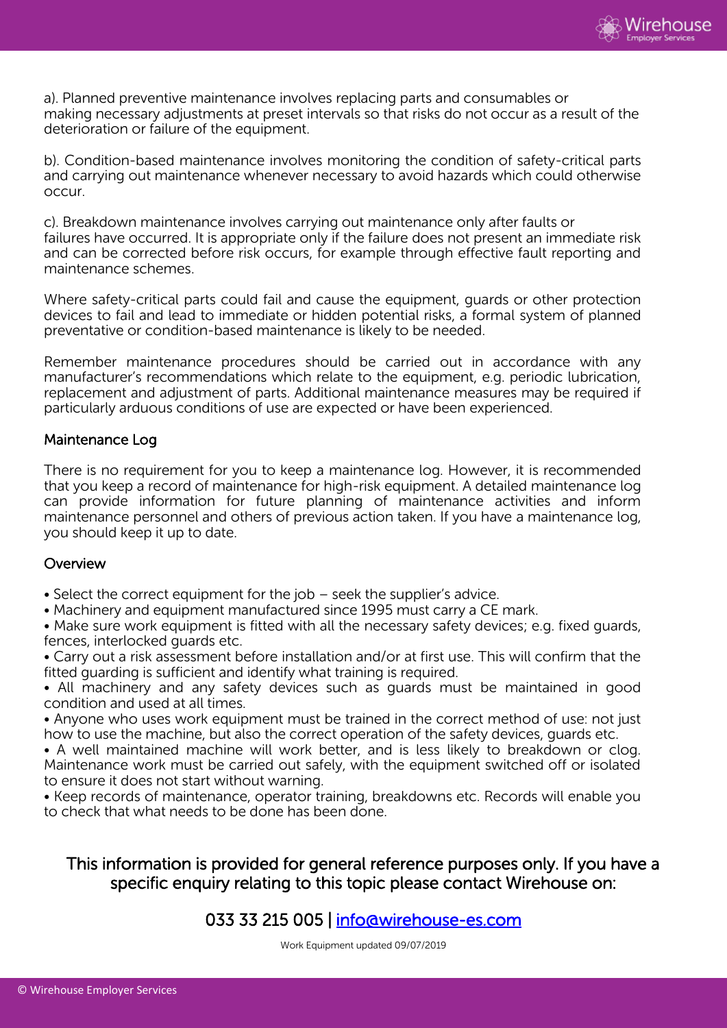a). Planned preventive maintenance involves replacing parts and consumables or making necessary adjustments at preset intervals so that risks do not occur as a result of the deterioration or failure of the equipment.

b). Condition-based maintenance involves monitoring the condition of safety-critical parts and carrying out maintenance whenever necessary to avoid hazards which could otherwise occur.

c). Breakdown maintenance involves carrying out maintenance only after faults or failures have occurred. It is appropriate only if the failure does not present an immediate risk and can be corrected before risk occurs, for example through effective fault reporting and maintenance schemes.

Where safety-critical parts could fail and cause the equipment, guards or other protection devices to fail and lead to immediate or hidden potential risks, a formal system of planned preventative or condition-based maintenance is likely to be needed.

Remember maintenance procedures should be carried out in accordance with any manufacturer's recommendations which relate to the equipment, e.g. periodic lubrication, replacement and adjustment of parts. Additional maintenance measures may be required if particularly arduous conditions of use are expected or have been experienced.

## Maintenance Log

There is no requirement for you to keep a maintenance log. However, it is recommended that you keep a record of maintenance for high-risk equipment. A detailed maintenance log can provide information for future planning of maintenance activities and inform maintenance personnel and others of previous action taken. If you have a maintenance log, you should keep it up to date.

## Overview

- Select the correct equipment for the job – seek the supplier's advice.
- Machinery and equipment manufactured since 1995 must carry a CE mark.
- Make sure work equipment is fitted with all the necessary safety devices; e.g. fixed guards, fences, interlocked guards etc.
- Carry out a risk assessment before installation and/or at first use. This will confirm that the fitted guarding is sufficient and identify what training is required.
- All machinery and any safety devices such as guards must be maintained in good condition and used at all times.
- Anyone who uses work equipment must be trained in the correct method of use: not just how to use the machine, but also the correct operation of the safety devices, guards etc.
- A well maintained machine will work better, and is less likely to breakdown or clog. Maintenance work must be carried out safely, with the equipment switched off or isolated to ensure it does not start without warning.
- Keep records of maintenance, operator training, breakdowns etc. Records will enable you to check that what needs to be done has been done.

This information is provided for general reference purposes only. If you have a specific enquiry relating to this topic please contact Wirehouse on:

033 33 215 005 | info@wirehouse-es.com

Work Equipment updated 09/07/2019